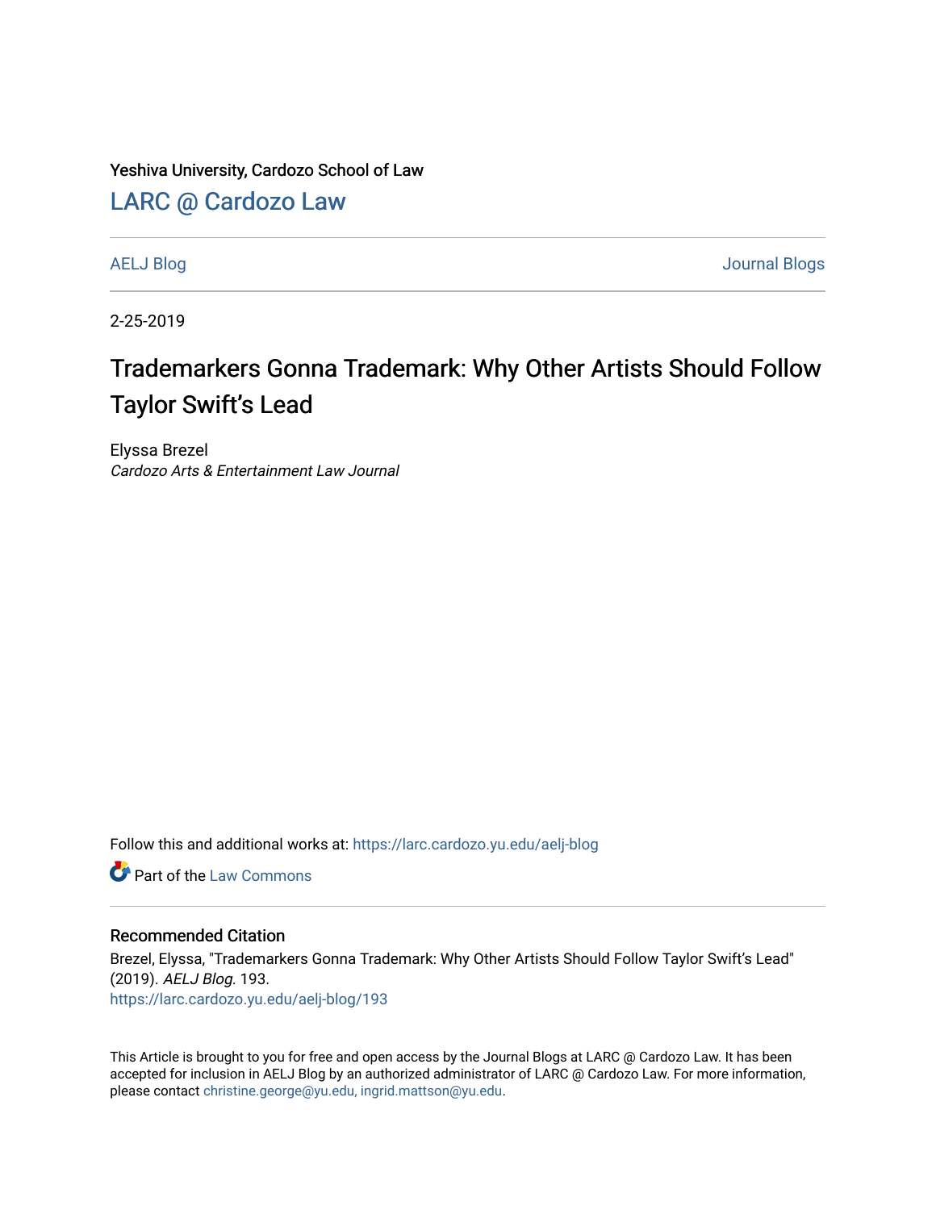Yeshiva University, Cardozo School of Law

LARC @ Cardozo Law

AELJ Blog

Journal Blogs

2-25-2019

# Trademarkers Gonna Trademark: Why Other Artists Should Follow Taylor Swift's Lead

Elyssa Brezel

*Cardozo Arts & Entertainment Law Journal*

Follow this and additional works at: https://larc.cardozo.yu.edu/aelj-blog

Part of the Law Commons

## Recommended Citation

Brezel, Elyssa, "Trademarkers Gonna Trademark: Why Other Artists Should Follow Taylor Swift's Lead" (2019). *AELJ Blog*. 193.
https://larc.cardozo.yu.edu/aelj-blog/193

This Article is brought to you for free and open access by the Journal Blogs at LARC @ Cardozo Law. It has been accepted for inclusion in AELJ Blog by an authorized administrator of LARC @ Cardozo Law. For more information, please contact christine.george@yu.edu, ingrid.mattson@yu.edu.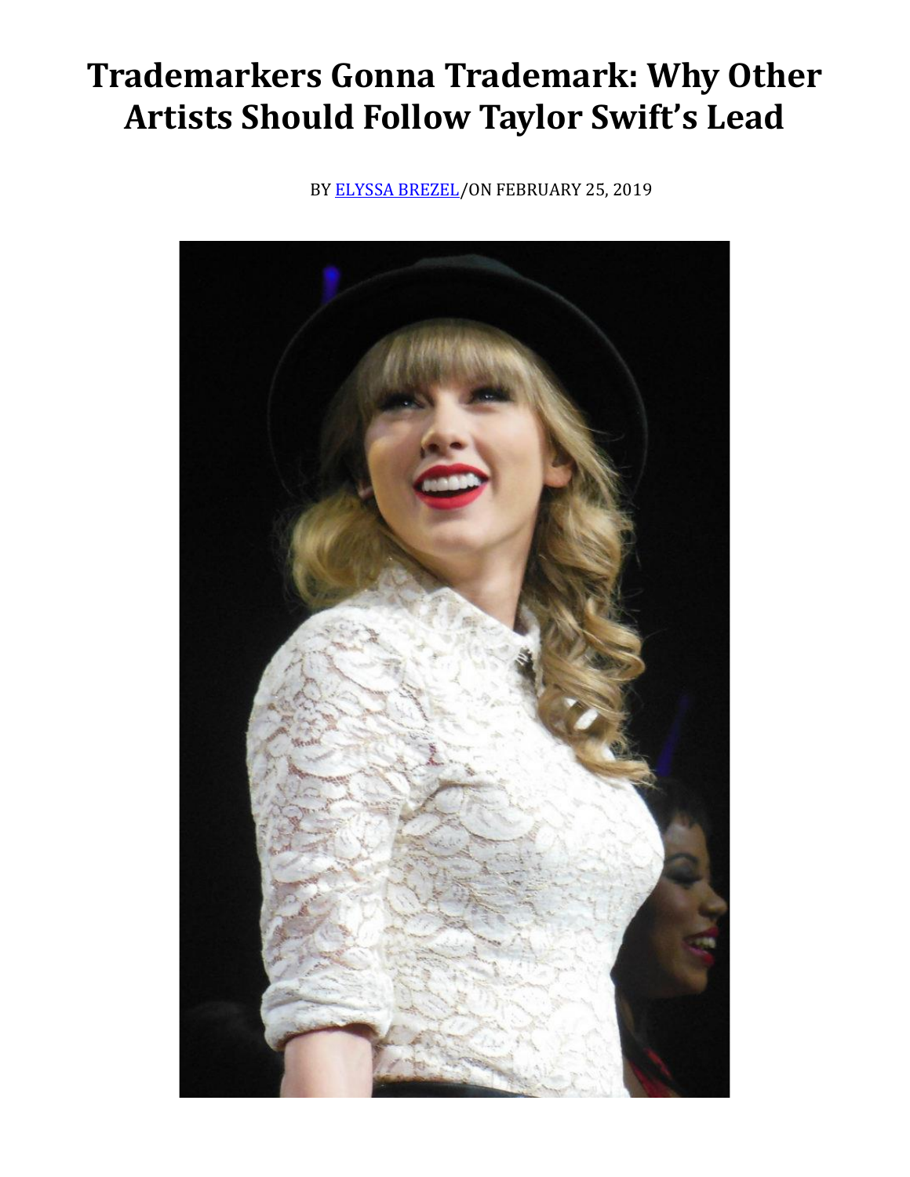# Trademarkers Gonna Trademark: Why Other Artists Should Follow Taylor Swift's Lead

BY [ELYSSA BREZEL](ELYSSA BREZEL)/ON FEBRUARY 25, 2019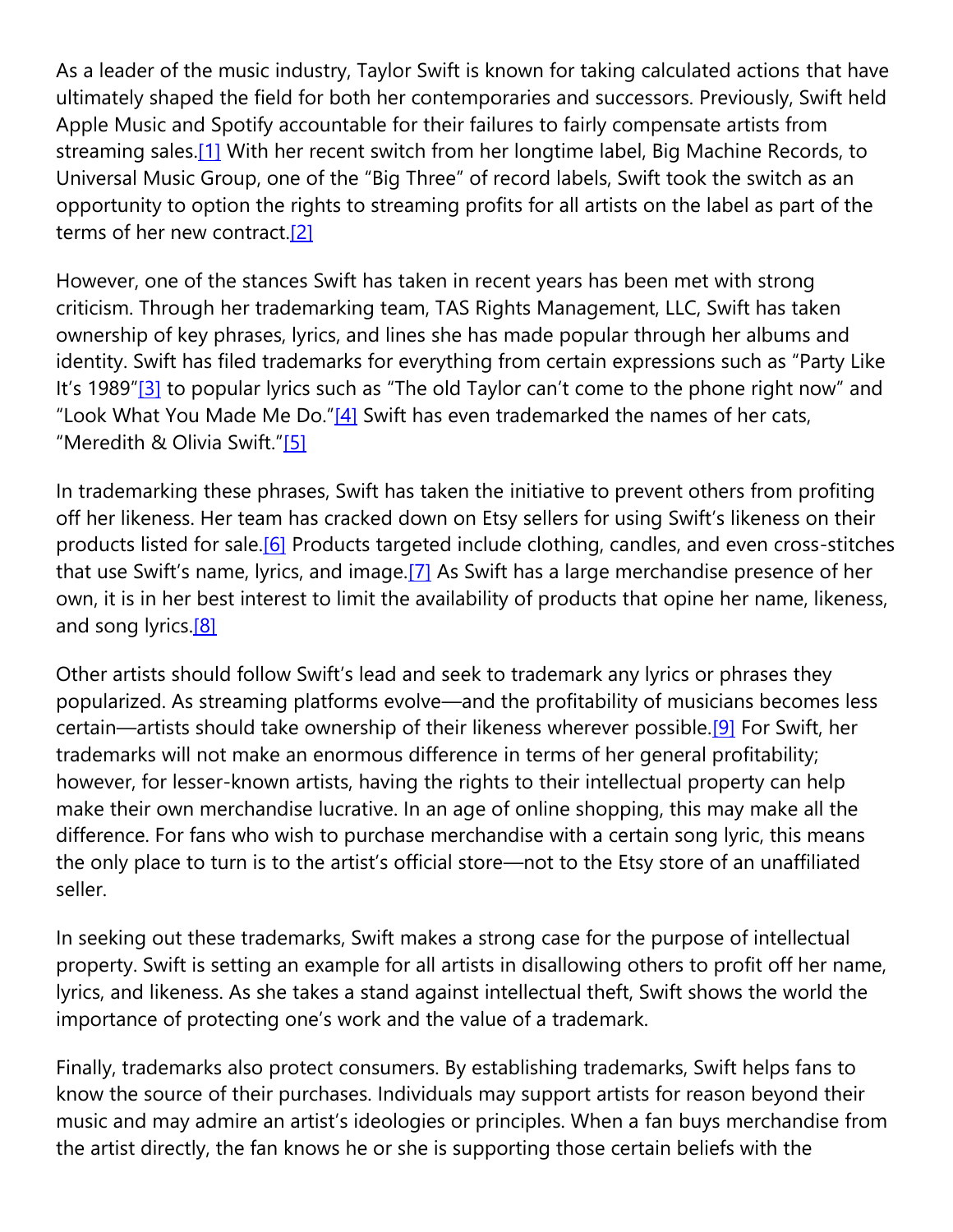As a leader of the music industry, Taylor Swift is known for taking calculated actions that have ultimately shaped the field for both her contemporaries and successors. Previously, Swift held Apple Music and Spotify accountable for their failures to fairly compensate artists from streaming sales.[1] With her recent switch from her longtime label, Big Machine Records, to Universal Music Group, one of the "Big Three" of record labels, Swift took the switch as an opportunity to option the rights to streaming profits for all artists on the label as part of the terms of her new contract.[2]

However, one of the stances Swift has taken in recent years has been met with strong criticism. Through her trademarking team, TAS Rights Management, LLC, Swift has taken ownership of key phrases, lyrics, and lines she has made popular through her albums and identity. Swift has filed trademarks for everything from certain expressions such as "Party Like It's 1989"[3] to popular lyrics such as "The old Taylor can't come to the phone right now" and "Look What You Made Me Do."[4] Swift has even trademarked the names of her cats, "Meredith & Olivia Swift."[5]

In trademarking these phrases, Swift has taken the initiative to prevent others from profiting off her likeness. Her team has cracked down on Etsy sellers for using Swift's likeness on their products listed for sale.[6] Products targeted include clothing, candles, and even cross-stitches that use Swift's name, lyrics, and image.[7] As Swift has a large merchandise presence of her own, it is in her best interest to limit the availability of products that opine her name, likeness, and song lyrics.[8]

Other artists should follow Swift's lead and seek to trademark any lyrics or phrases they popularized. As streaming platforms evolve—and the profitability of musicians becomes less certain—artists should take ownership of their likeness wherever possible.[9] For Swift, her trademarks will not make an enormous difference in terms of her general profitability; however, for lesser-known artists, having the rights to their intellectual property can help make their own merchandise lucrative. In an age of online shopping, this may make all the difference. For fans who wish to purchase merchandise with a certain song lyric, this means the only place to turn is to the artist's official store—not to the Etsy store of an unaffiliated seller.

In seeking out these trademarks, Swift makes a strong case for the purpose of intellectual property. Swift is setting an example for all artists in disallowing others to profit off her name, lyrics, and likeness. As she takes a stand against intellectual theft, Swift shows the world the importance of protecting one's work and the value of a trademark.

Finally, trademarks also protect consumers. By establishing trademarks, Swift helps fans to know the source of their purchases. Individuals may support artists for reason beyond their music and may admire an artist's ideologies or principles. When a fan buys merchandise from the artist directly, the fan knows he or she is supporting those certain beliefs with the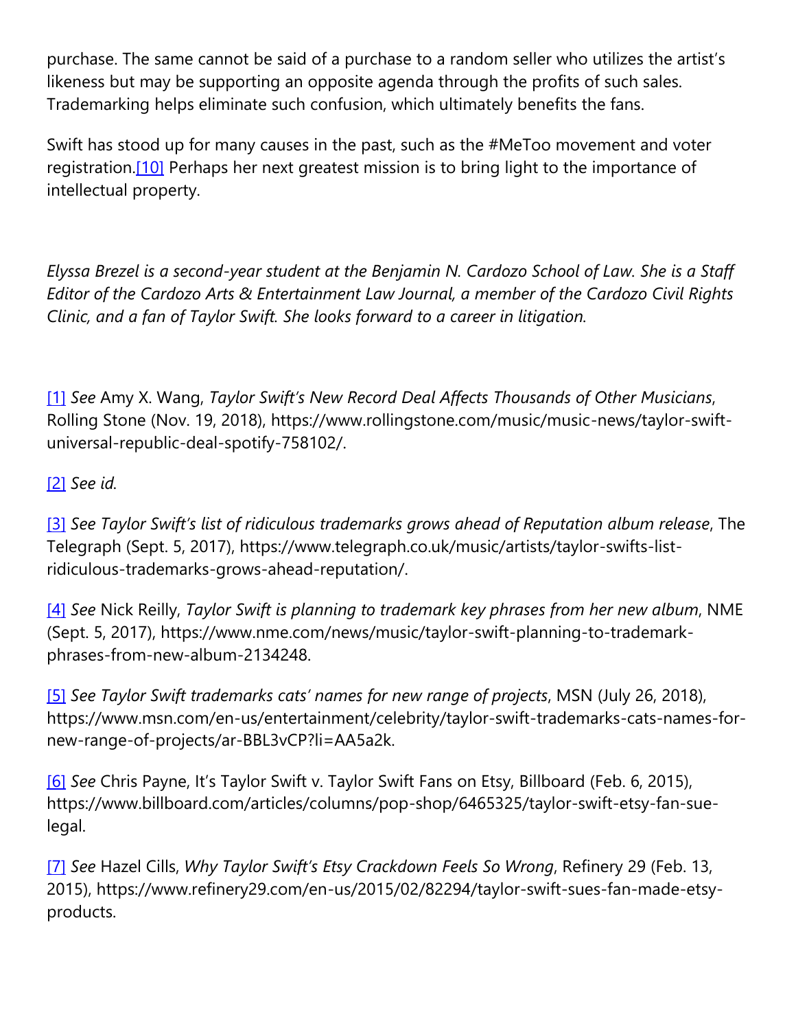purchase. The same cannot be said of a purchase to a random seller who utilizes the artist's likeness but may be supporting an opposite agenda through the profits of such sales. Trademarking helps eliminate such confusion, which ultimately benefits the fans.

Swift has stood up for many causes in the past, such as the #MeToo movement and voter registration.[10] Perhaps her next greatest mission is to bring light to the importance of intellectual property.

*Elyssa Brezel is a second-year student at the Benjamin N. Cardozo School of Law. She is a Staff Editor of the Cardozo Arts & Entertainment Law Journal, a member of the Cardozo Civil Rights Clinic, and a fan of Taylor Swift. She looks forward to a career in litigation.*

[1] *See* Amy X. Wang, *Taylor Swift's New Record Deal Affects Thousands of Other Musicians*, Rolling Stone (Nov. 19, 2018), https://www.rollingstone.com/music/music-news/taylor-swift-universal-republic-deal-spotify-758102/.

[2] *See id.*

[3] *See Taylor Swift's list of ridiculous trademarks grows ahead of Reputation album release*, The Telegraph (Sept. 5, 2017), https://www.telegraph.co.uk/music/artists/taylor-swifts-list-ridiculous-trademarks-grows-ahead-reputation/.

[4] *See* Nick Reilly, *Taylor Swift is planning to trademark key phrases from her new album*, NME (Sept. 5, 2017), https://www.nme.com/news/music/taylor-swift-planning-to-trademark-phrases-from-new-album-2134248.

[5] *See Taylor Swift trademarks cats' names for new range of projects*, MSN (July 26, 2018), https://www.msn.com/en-us/entertainment/celebrity/taylor-swift-trademarks-cats-names-for-new-range-of-projects/ar-BBL3vCP?li=AA5a2k.

[6] *See* Chris Payne, It's Taylor Swift v. Taylor Swift Fans on Etsy, Billboard (Feb. 6, 2015), https://www.billboard.com/articles/columns/pop-shop/6465325/taylor-swift-etsy-fan-sue-legal.

[7] *See* Hazel Cills, *Why Taylor Swift's Etsy Crackdown Feels So Wrong*, Refinery 29 (Feb. 13, 2015), https://www.refinery29.com/en-us/2015/02/82294/taylor-swift-sues-fan-made-etsy-products.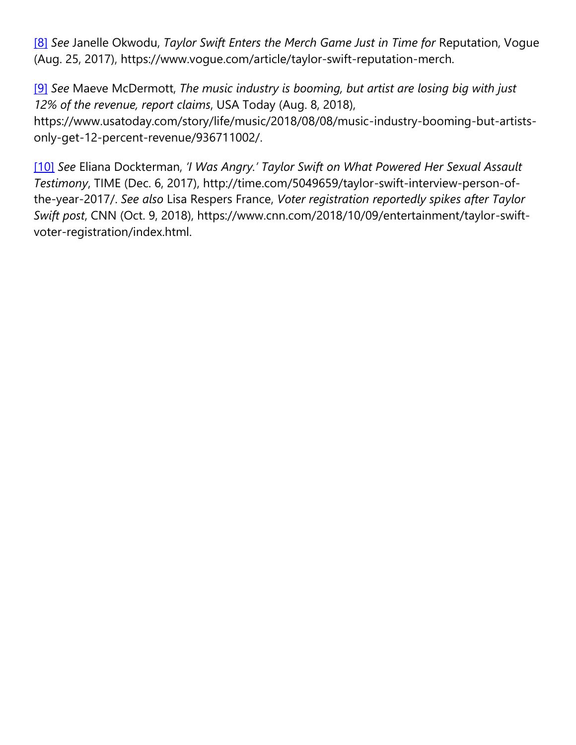[8] *See* Janelle Okwodu, *Taylor Swift Enters the Merch Game Just in Time for* Reputation, Vogue (Aug. 25, 2017), https://www.vogue.com/article/taylor-swift-reputation-merch.

[9] *See* Maeve McDermott, *The music industry is booming, but artist are losing big with just 12% of the revenue, report claims*, USA Today (Aug. 8, 2018), https://www.usatoday.com/story/life/music/2018/08/08/music-industry-booming-but-artists-only-get-12-percent-revenue/936711002/.

[10] *See* Eliana Dockterman, *'I Was Angry.' Taylor Swift on What Powered Her Sexual Assault Testimony*, TIME (Dec. 6, 2017), http://time.com/5049659/taylor-swift-interview-person-of-the-year-2017/. *See also* Lisa Respers France, *Voter registration reportedly spikes after Taylor Swift post*, CNN (Oct. 9, 2018), https://www.cnn.com/2018/10/09/entertainment/taylor-swift-voter-registration/index.html.